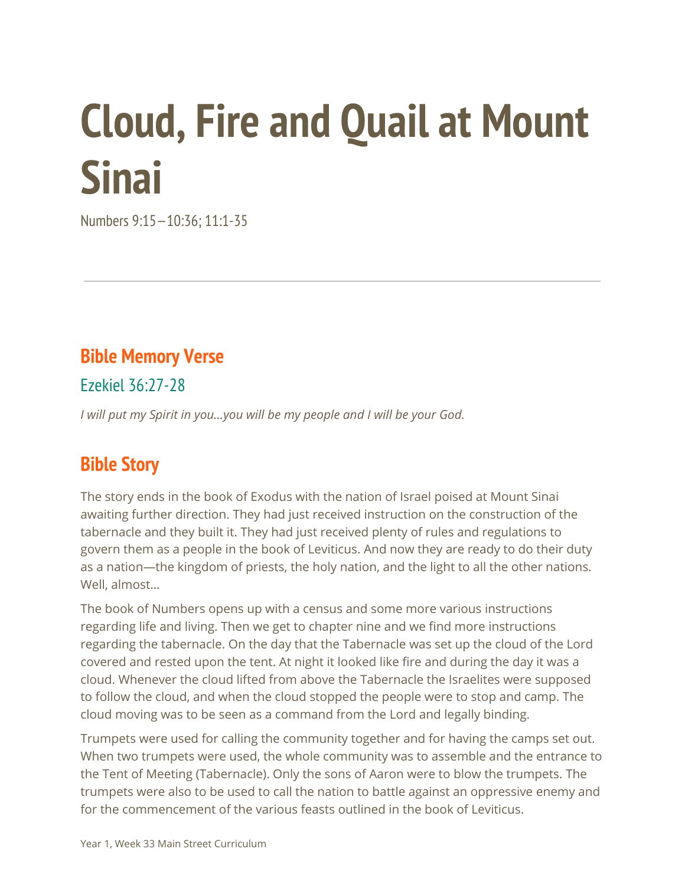# Cloud, Fire and Quail at Mount Sinai

Numbers 9:15–10:36; 11:1-35

---

## Bible Memory Verse

### Ezekiel 36:27-28

*I will put my Spirit in you...you will be my people and I will be your God.*

## Bible Story

The story ends in the book of Exodus with the nation of Israel poised at Mount Sinai awaiting further direction. They had just received instruction on the construction of the tabernacle and they built it. They had just received plenty of rules and regulations to govern them as a people in the book of Leviticus. And now they are ready to do their duty as a nation—the kingdom of priests, the holy nation, and the light to all the other nations. Well, almost...

The book of Numbers opens up with a census and some more various instructions regarding life and living. Then we get to chapter nine and we find more instructions regarding the tabernacle. On the day that the Tabernacle was set up the cloud of the Lord covered and rested upon the tent. At night it looked like fire and during the day it was a cloud. Whenever the cloud lifted from above the Tabernacle the Israelites were supposed to follow the cloud, and when the cloud stopped the people were to stop and camp. The cloud moving was to be seen as a command from the Lord and legally binding.

Trumpets were used for calling the community together and for having the camps set out. When two trumpets were used, the whole community was to assemble and the entrance to the Tent of Meeting (Tabernacle). Only the sons of Aaron were to blow the trumpets. The trumpets were also to be used to call the nation to battle against an oppressive enemy and for the commencement of the various feasts outlined in the book of Leviticus.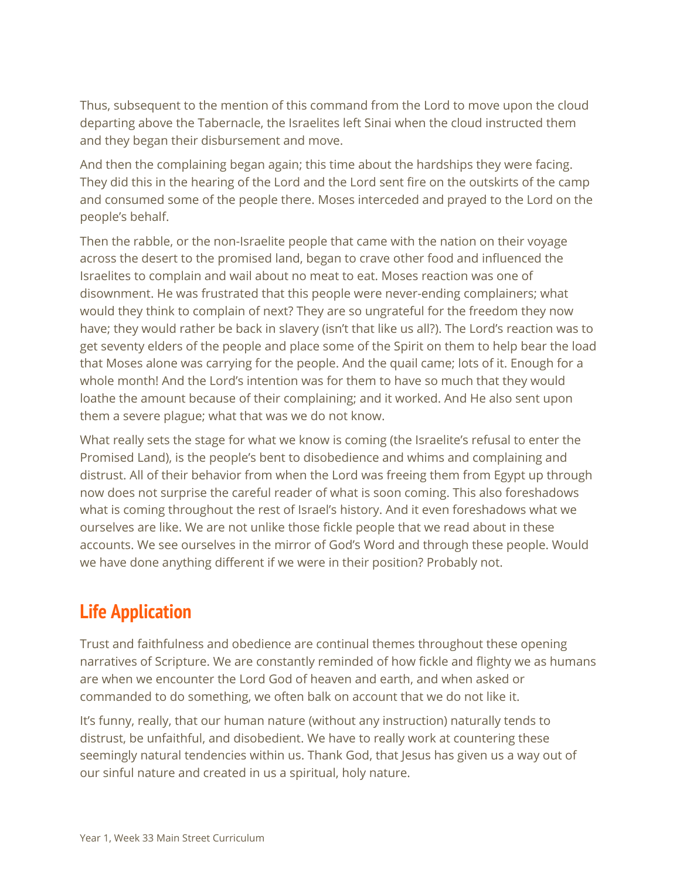Thus, subsequent to the mention of this command from the Lord to move upon the cloud departing above the Tabernacle, the Israelites left Sinai when the cloud instructed them and they began their disbursement and move.

And then the complaining began again; this time about the hardships they were facing. They did this in the hearing of the Lord and the Lord sent fire on the outskirts of the camp and consumed some of the people there. Moses interceded and prayed to the Lord on the people's behalf.

Then the rabble, or the non-Israelite people that came with the nation on their voyage across the desert to the promised land, began to crave other food and influenced the Israelites to complain and wail about no meat to eat. Moses reaction was one of disownment. He was frustrated that this people were never-ending complainers; what would they think to complain of next? They are so ungrateful for the freedom they now have; they would rather be back in slavery (isn't that like us all?). The Lord's reaction was to get seventy elders of the people and place some of the Spirit on them to help bear the load that Moses alone was carrying for the people. And the quail came; lots of it. Enough for a whole month! And the Lord's intention was for them to have so much that they would loathe the amount because of their complaining; and it worked. And He also sent upon them a severe plague; what that was we do not know.

What really sets the stage for what we know is coming (the Israelite's refusal to enter the Promised Land), is the people's bent to disobedience and whims and complaining and distrust. All of their behavior from when the Lord was freeing them from Egypt up through now does not surprise the careful reader of what is soon coming. This also foreshadows what is coming throughout the rest of Israel's history. And it even foreshadows what we ourselves are like. We are not unlike those fickle people that we read about in these accounts. We see ourselves in the mirror of God's Word and through these people. Would we have done anything different if we were in their position? Probably not.

## Life Application

Trust and faithfulness and obedience are continual themes throughout these opening narratives of Scripture. We are constantly reminded of how fickle and flighty we as humans are when we encounter the Lord God of heaven and earth, and when asked or commanded to do something, we often balk on account that we do not like it.

It's funny, really, that our human nature (without any instruction) naturally tends to distrust, be unfaithful, and disobedient. We have to really work at countering these seemingly natural tendencies within us. Thank God, that Jesus has given us a way out of our sinful nature and created in us a spiritual, holy nature.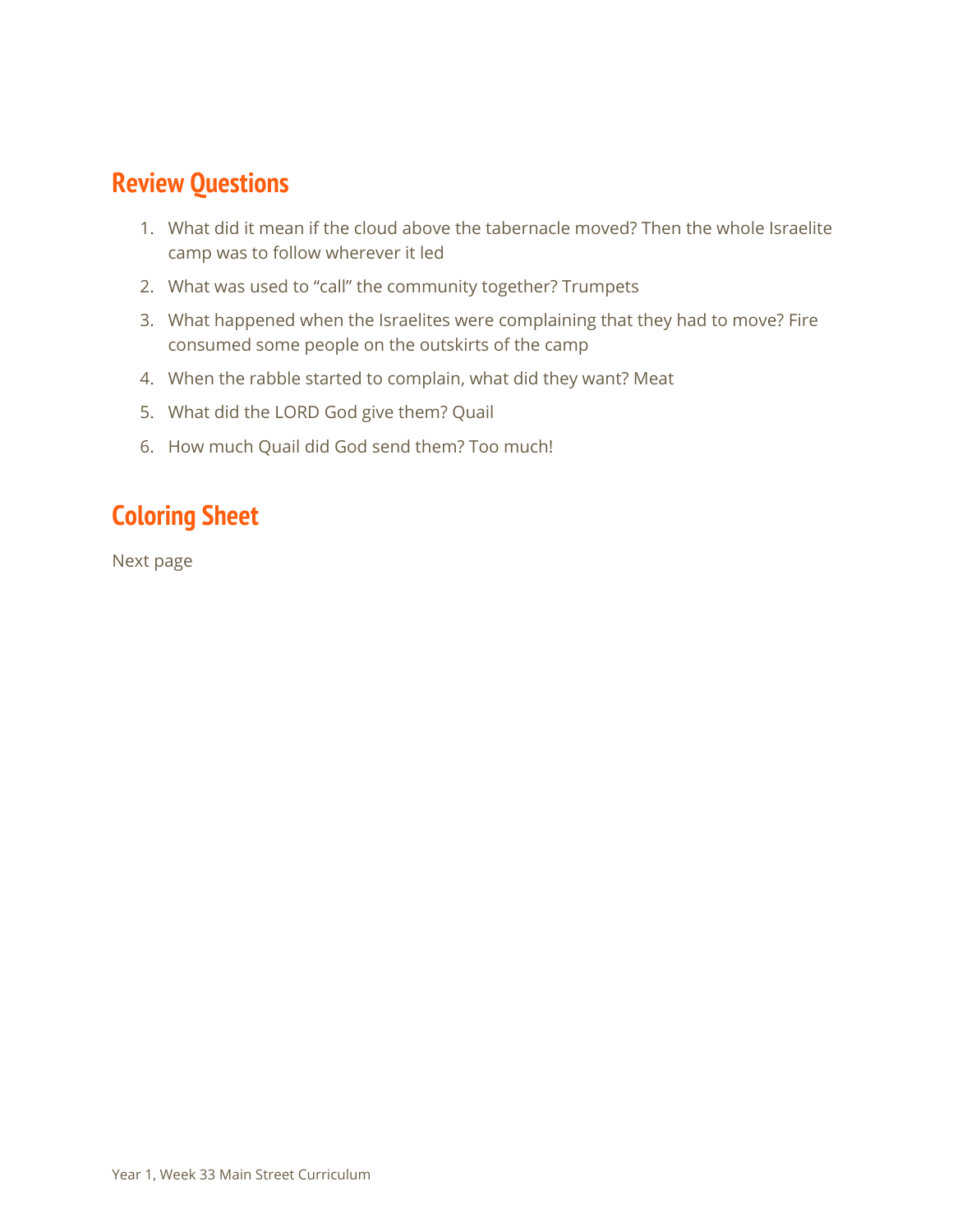## Review Questions

1. What did it mean if the cloud above the tabernacle moved? Then the whole Israelite camp was to follow wherever it led
2. What was used to “call” the community together? Trumpets
3. What happened when the Israelites were complaining that they had to move? Fire consumed some people on the outskirts of the camp
4. When the rabble started to complain, what did they want? Meat
5. What did the LORD God give them? Quail
6. How much Quail did God send them? Too much!

## Coloring Sheet

Next page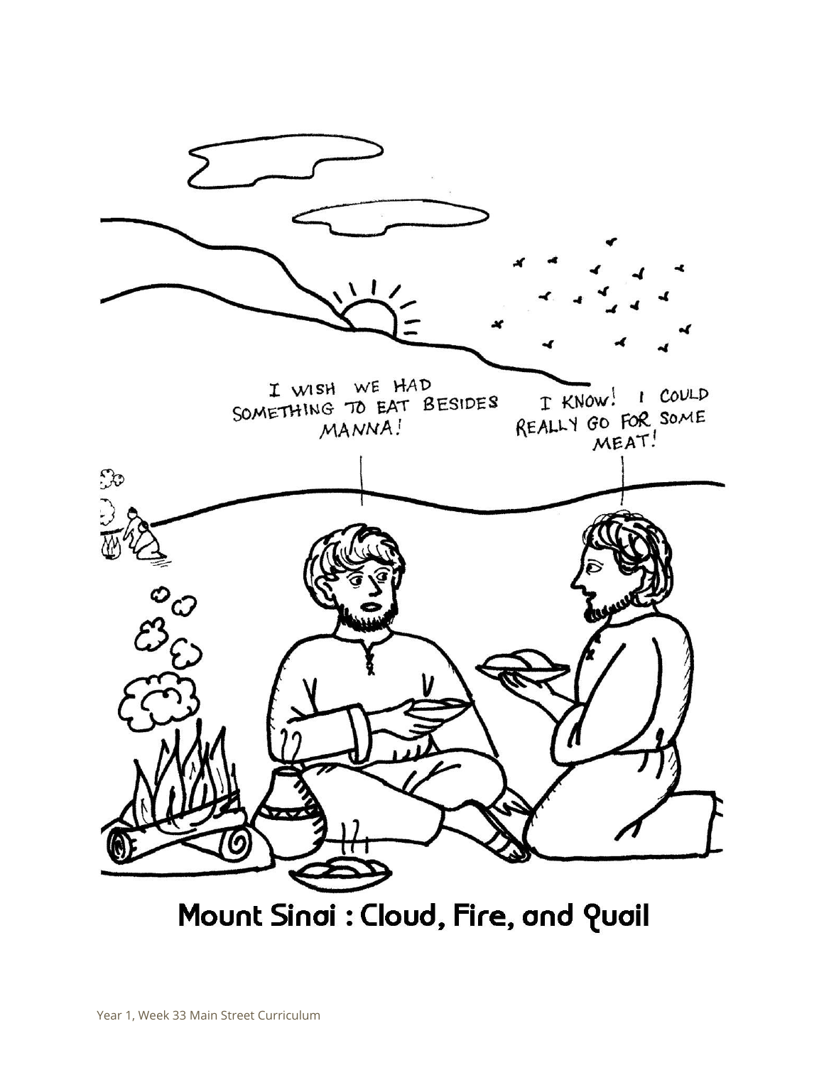I WISH WE HAD SOMETHING TO EAT BESIDES MANNA!

I KNOW! I COULD REALLY GO FOR SOME MEAT!

# Mount Sinai : Cloud, Fire, and Quail